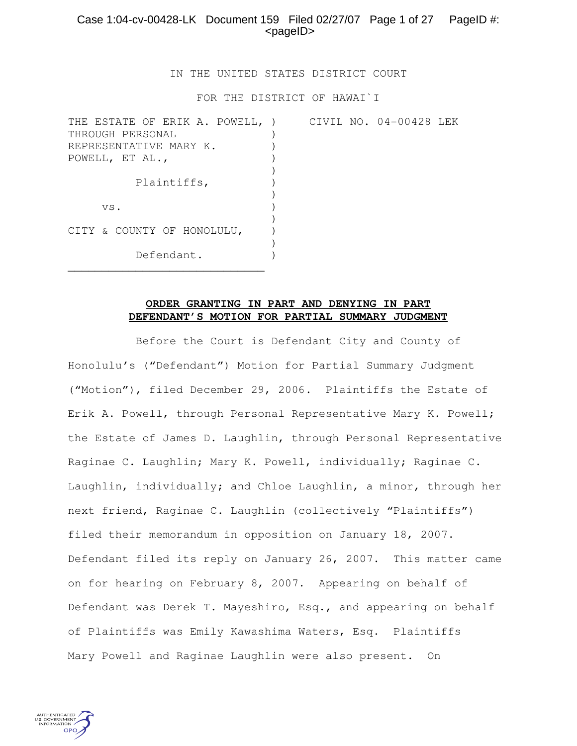IN THE UNITED STATES DISTRICT COURT

FOR THE DISTRICT OF HAWAI`I

| | |
|---|---|
| THE ESTATE OF ERIK A. POWELL, THROUGH PERSONAL REPRESENTATIVE MARY K. POWELL, ET AL., | CIVIL NO. 04-00428 LEK |
| Plaintiffs, | |
| vs. | |
| CITY & COUNTY OF HONOLULU, | |
| Defendant. | |

**ORDER GRANTING IN PART AND DENYING IN PART DEFENDANT'S MOTION FOR PARTIAL SUMMARY JUDGMENT**

Before the Court is Defendant City and County of Honolulu's ("Defendant") Motion for Partial Summary Judgment ("Motion"), filed December 29, 2006. Plaintiffs the Estate of Erik A. Powell, through Personal Representative Mary K. Powell; the Estate of James D. Laughlin, through Personal Representative Raginae C. Laughlin; Mary K. Powell, individually; Raginae C. Laughlin, individually; and Chloe Laughlin, a minor, through her next friend, Raginae C. Laughlin (collectively "Plaintiffs") filed their memorandum in opposition on January 18, 2007. Defendant filed its reply on January 26, 2007. This matter came on for hearing on February 8, 2007. Appearing on behalf of Defendant was Derek T. Mayeshiro, Esq., and appearing on behalf of Plaintiffs was Emily Kawashima Waters, Esq. Plaintiffs Mary Powell and Raginae Laughlin were also present. On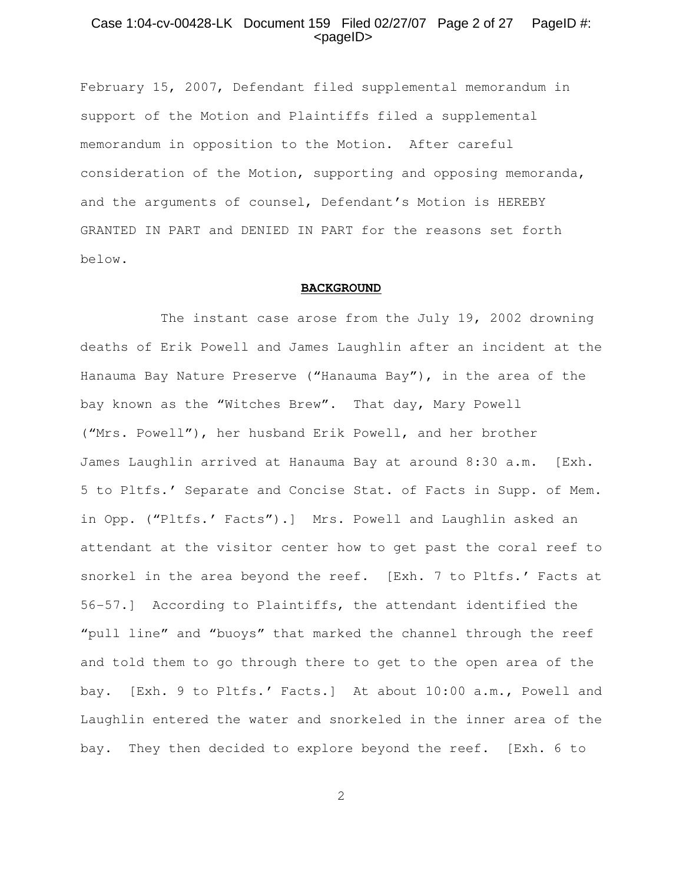February 15, 2007, Defendant filed supplemental memorandum in support of the Motion and Plaintiffs filed a supplemental memorandum in opposition to the Motion. After careful consideration of the Motion, supporting and opposing memoranda, and the arguments of counsel, Defendant's Motion is HEREBY GRANTED IN PART and DENIED IN PART for the reasons set forth below.

## BACKGROUND

The instant case arose from the July 19, 2002 drowning deaths of Erik Powell and James Laughlin after an incident at the Hanauma Bay Nature Preserve ("Hanauma Bay"), in the area of the bay known as the "Witches Brew". That day, Mary Powell ("Mrs. Powell"), her husband Erik Powell, and her brother James Laughlin arrived at Hanauma Bay at around 8:30 a.m. [Exh. 5 to Pltfs.' Separate and Concise Stat. of Facts in Supp. of Mem. in Opp. ("Pltfs.' Facts").] Mrs. Powell and Laughlin asked an attendant at the visitor center how to get past the coral reef to snorkel in the area beyond the reef. [Exh. 7 to Pltfs.' Facts at 56-57.] According to Plaintiffs, the attendant identified the "pull line" and "buoys" that marked the channel through the reef and told them to go through there to get to the open area of the bay. [Exh. 9 to Pltfs.' Facts.] At about 10:00 a.m., Powell and Laughlin entered the water and snorkeled in the inner area of the bay. They then decided to explore beyond the reef. [Exh. 6 to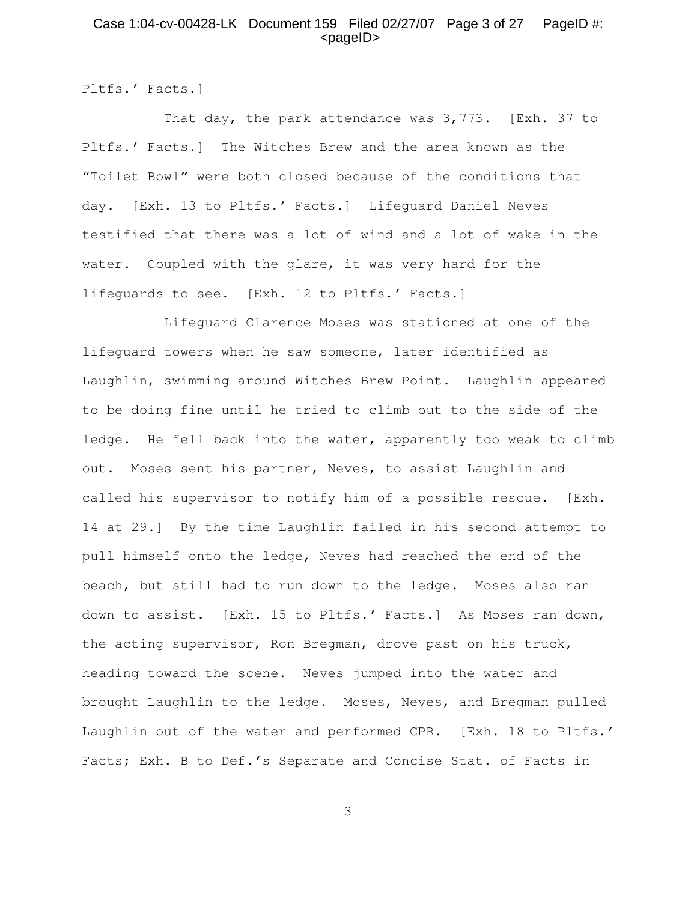Pltfs.' Facts.]

That day, the park attendance was 3,773. [Exh. 37 to Pltfs.' Facts.] The Witches Brew and the area known as the "Toilet Bowl" were both closed because of the conditions that day. [Exh. 13 to Pltfs.' Facts.] Lifeguard Daniel Neves testified that there was a lot of wind and a lot of wake in the water. Coupled with the glare, it was very hard for the lifeguards to see. [Exh. 12 to Pltfs.' Facts.]

Lifeguard Clarence Moses was stationed at one of the lifeguard towers when he saw someone, later identified as Laughlin, swimming around Witches Brew Point. Laughlin appeared to be doing fine until he tried to climb out to the side of the ledge. He fell back into the water, apparently too weak to climb out. Moses sent his partner, Neves, to assist Laughlin and called his supervisor to notify him of a possible rescue. [Exh. 14 at 29.] By the time Laughlin failed in his second attempt to pull himself onto the ledge, Neves had reached the end of the beach, but still had to run down to the ledge. Moses also ran down to assist. [Exh. 15 to Pltfs.' Facts.] As Moses ran down, the acting supervisor, Ron Bregman, drove past on his truck, heading toward the scene. Neves jumped into the water and brought Laughlin to the ledge. Moses, Neves, and Bregman pulled Laughlin out of the water and performed CPR. [Exh. 18 to Pltfs.' Facts; Exh. B to Def.'s Separate and Concise Stat. of Facts in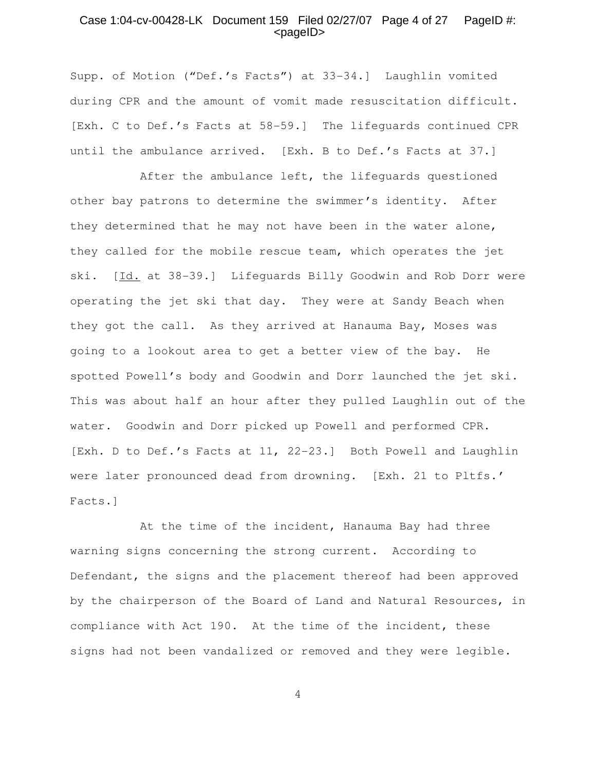Supp. of Motion ("Def.'s Facts") at 33-34.] Laughlin vomited during CPR and the amount of vomit made resuscitation difficult. [Exh. C to Def.'s Facts at 58-59.] The lifeguards continued CPR until the ambulance arrived. [Exh. B to Def.'s Facts at 37.]

After the ambulance left, the lifeguards questioned other bay patrons to determine the swimmer's identity. After they determined that he may not have been in the water alone, they called for the mobile rescue team, which operates the jet ski. [Id. at 38-39.] Lifeguards Billy Goodwin and Rob Dorr were operating the jet ski that day. They were at Sandy Beach when they got the call. As they arrived at Hanauma Bay, Moses was going to a lookout area to get a better view of the bay. He spotted Powell's body and Goodwin and Dorr launched the jet ski. This was about half an hour after they pulled Laughlin out of the water. Goodwin and Dorr picked up Powell and performed CPR. [Exh. D to Def.'s Facts at 11, 22-23.] Both Powell and Laughlin were later pronounced dead from drowning. [Exh. 21 to Pltfs.' Facts.]

At the time of the incident, Hanauma Bay had three warning signs concerning the strong current. According to Defendant, the signs and the placement thereof had been approved by the chairperson of the Board of Land and Natural Resources, in compliance with Act 190. At the time of the incident, these signs had not been vandalized or removed and they were legible.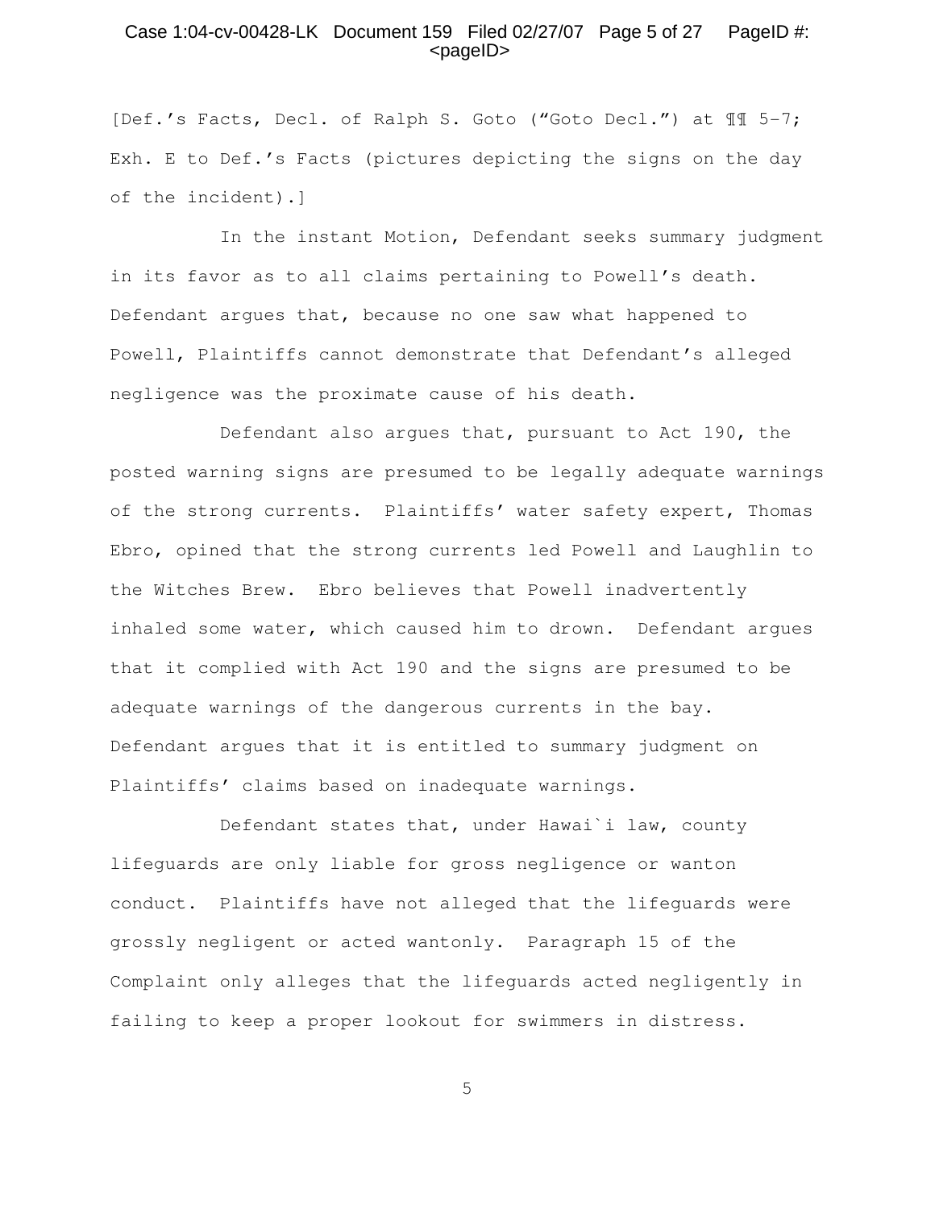[Def.'s Facts, Decl. of Ralph S. Goto ("Goto Decl.") at ¶¶ 5-7; Exh. E to Def.'s Facts (pictures depicting the signs on the day of the incident).]

In the instant Motion, Defendant seeks summary judgment in its favor as to all claims pertaining to Powell's death. Defendant argues that, because no one saw what happened to Powell, Plaintiffs cannot demonstrate that Defendant's alleged negligence was the proximate cause of his death.

Defendant also argues that, pursuant to Act 190, the posted warning signs are presumed to be legally adequate warnings of the strong currents. Plaintiffs' water safety expert, Thomas Ebro, opined that the strong currents led Powell and Laughlin to the Witches Brew. Ebro believes that Powell inadvertently inhaled some water, which caused him to drown. Defendant argues that it complied with Act 190 and the signs are presumed to be adequate warnings of the dangerous currents in the bay. Defendant argues that it is entitled to summary judgment on Plaintiffs' claims based on inadequate warnings.

Defendant states that, under Hawai`i law, county lifeguards are only liable for gross negligence or wanton conduct. Plaintiffs have not alleged that the lifeguards were grossly negligent or acted wantonly. Paragraph 15 of the Complaint only alleges that the lifeguards acted negligently in failing to keep a proper lookout for swimmers in distress.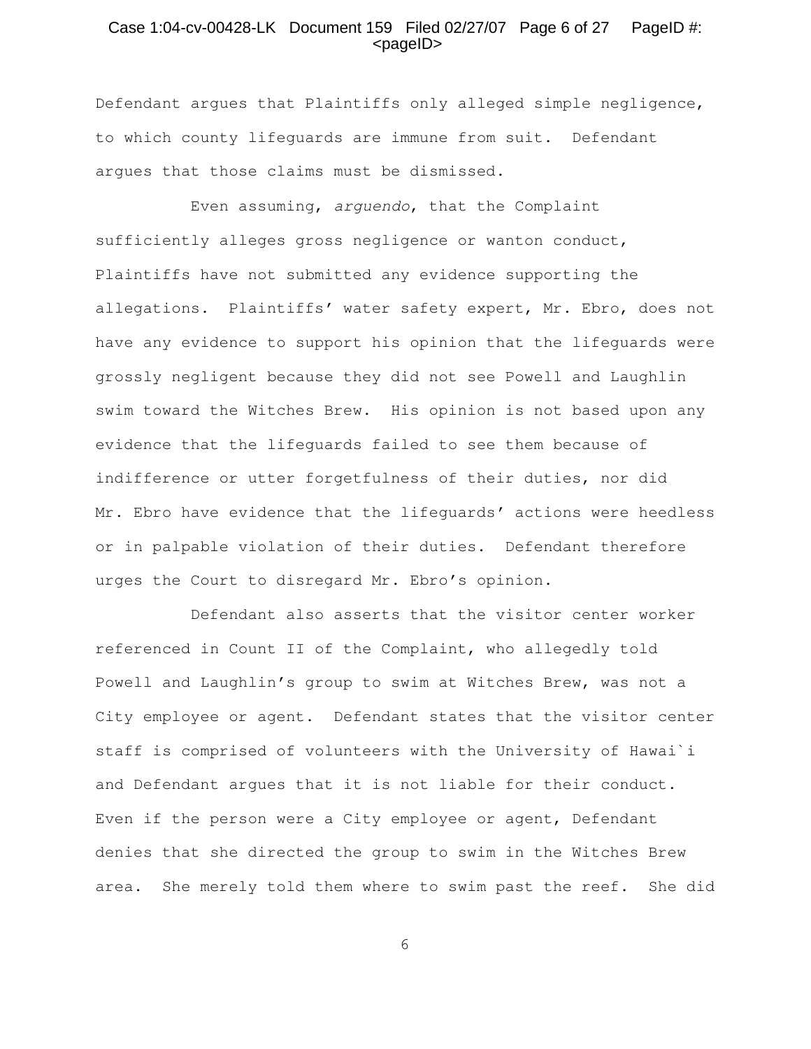Defendant argues that Plaintiffs only alleged simple negligence, to which county lifeguards are immune from suit. Defendant argues that those claims must be dismissed.

Even assuming, *arguendo*, that the Complaint sufficiently alleges gross negligence or wanton conduct, Plaintiffs have not submitted any evidence supporting the allegations. Plaintiffs' water safety expert, Mr. Ebro, does not have any evidence to support his opinion that the lifeguards were grossly negligent because they did not see Powell and Laughlin swim toward the Witches Brew. His opinion is not based upon any evidence that the lifeguards failed to see them because of indifference or utter forgetfulness of their duties, nor did Mr. Ebro have evidence that the lifeguards' actions were heedless or in palpable violation of their duties. Defendant therefore urges the Court to disregard Mr. Ebro's opinion.

Defendant also asserts that the visitor center worker referenced in Count II of the Complaint, who allegedly told Powell and Laughlin's group to swim at Witches Brew, was not a City employee or agent. Defendant states that the visitor center staff is comprised of volunteers with the University of Hawai`i and Defendant argues that it is not liable for their conduct. Even if the person were a City employee or agent, Defendant denies that she directed the group to swim in the Witches Brew area. She merely told them where to swim past the reef. She did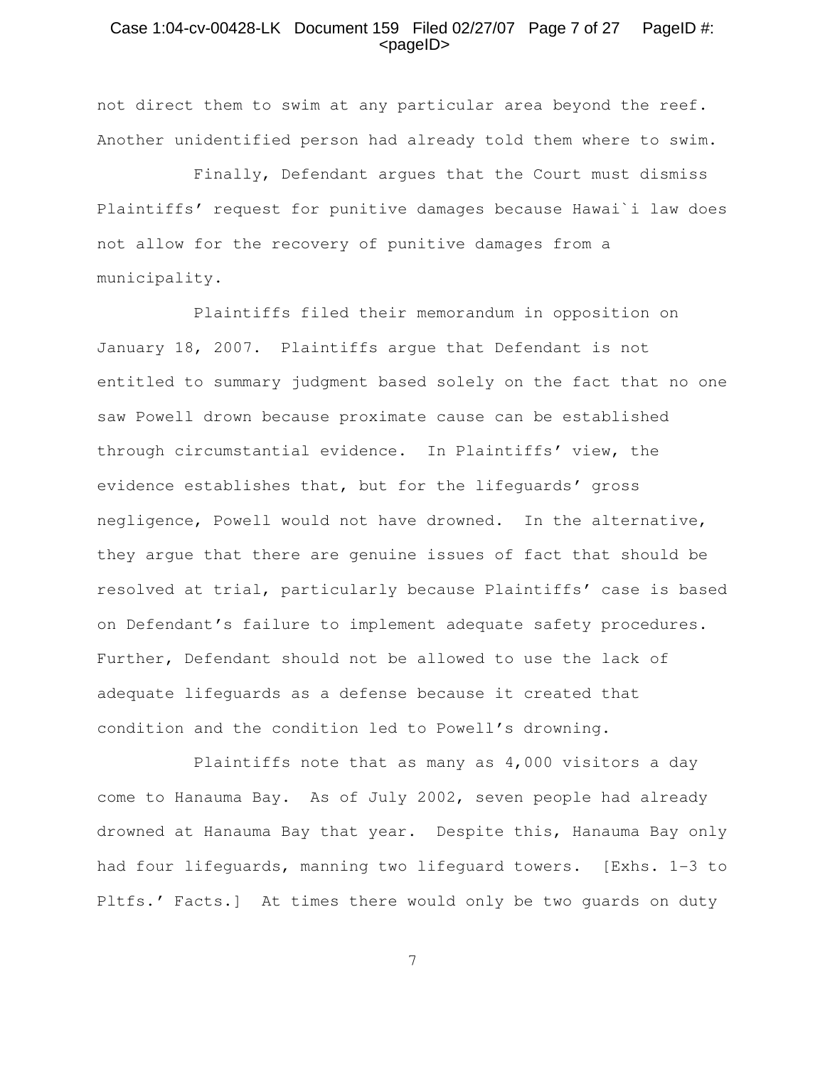not direct them to swim at any particular area beyond the reef. Another unidentified person had already told them where to swim.

Finally, Defendant argues that the Court must dismiss Plaintiffs' request for punitive damages because Hawai`i law does not allow for the recovery of punitive damages from a municipality.

Plaintiffs filed their memorandum in opposition on January 18, 2007. Plaintiffs argue that Defendant is not entitled to summary judgment based solely on the fact that no one saw Powell drown because proximate cause can be established through circumstantial evidence. In Plaintiffs' view, the evidence establishes that, but for the lifeguards' gross negligence, Powell would not have drowned. In the alternative, they argue that there are genuine issues of fact that should be resolved at trial, particularly because Plaintiffs' case is based on Defendant's failure to implement adequate safety procedures. Further, Defendant should not be allowed to use the lack of adequate lifeguards as a defense because it created that condition and the condition led to Powell's drowning.

Plaintiffs note that as many as 4,000 visitors a day come to Hanauma Bay. As of July 2002, seven people had already drowned at Hanauma Bay that year. Despite this, Hanauma Bay only had four lifeguards, manning two lifeguard towers. [Exhs. 1-3 to Pltfs.' Facts.] At times there would only be two guards on duty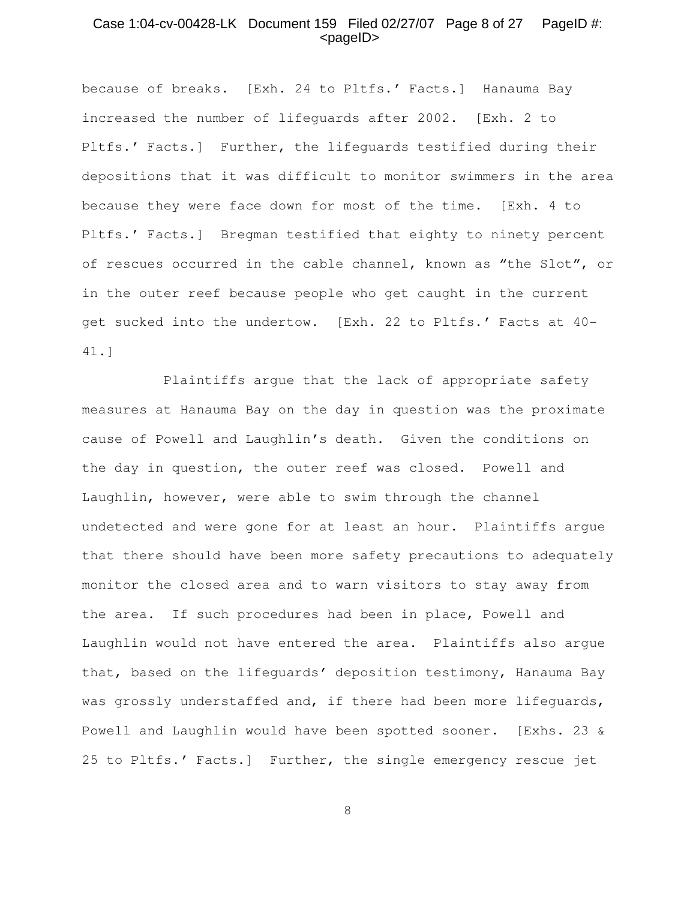because of breaks. [Exh. 24 to Pltfs.' Facts.] Hanauma Bay increased the number of lifeguards after 2002. [Exh. 2 to Pltfs.' Facts.] Further, the lifeguards testified during their depositions that it was difficult to monitor swimmers in the area because they were face down for most of the time. [Exh. 4 to Pltfs.' Facts.] Bregman testified that eighty to ninety percent of rescues occurred in the cable channel, known as "the Slot", or in the outer reef because people who get caught in the current get sucked into the undertow. [Exh. 22 to Pltfs.' Facts at 40-41.]

Plaintiffs argue that the lack of appropriate safety measures at Hanauma Bay on the day in question was the proximate cause of Powell and Laughlin's death. Given the conditions on the day in question, the outer reef was closed. Powell and Laughlin, however, were able to swim through the channel undetected and were gone for at least an hour. Plaintiffs argue that there should have been more safety precautions to adequately monitor the closed area and to warn visitors to stay away from the area. If such procedures had been in place, Powell and Laughlin would not have entered the area. Plaintiffs also argue that, based on the lifeguards' deposition testimony, Hanauma Bay was grossly understaffed and, if there had been more lifeguards, Powell and Laughlin would have been spotted sooner. [Exhs. 23 & 25 to Pltfs.' Facts.] Further, the single emergency rescue jet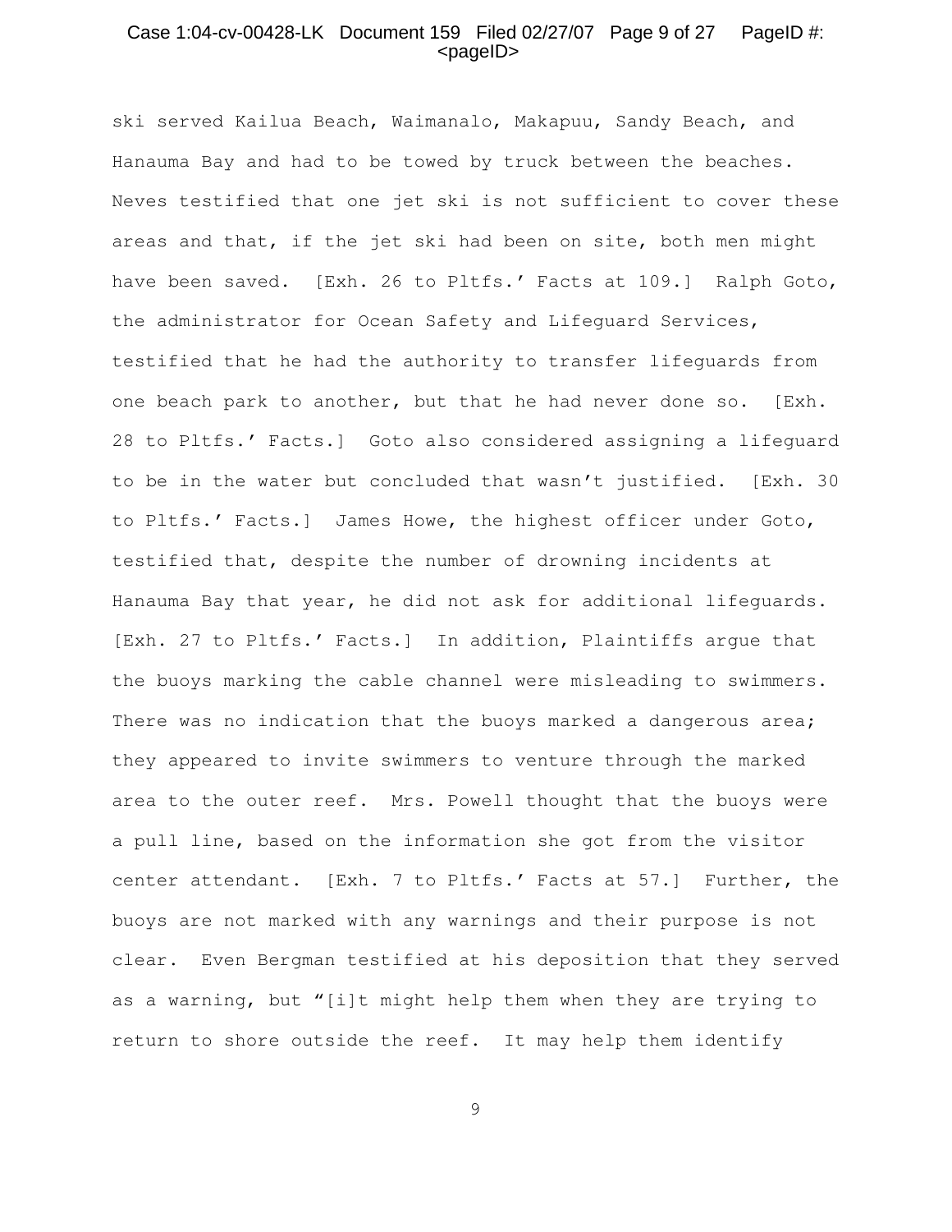ski served Kailua Beach, Waimanalo, Makapuu, Sandy Beach, and Hanauma Bay and had to be towed by truck between the beaches. Neves testified that one jet ski is not sufficient to cover these areas and that, if the jet ski had been on site, both men might have been saved. [Exh. 26 to Pltfs.' Facts at 109.] Ralph Goto, the administrator for Ocean Safety and Lifeguard Services, testified that he had the authority to transfer lifeguards from one beach park to another, but that he had never done so. [Exh. 28 to Pltfs.' Facts.] Goto also considered assigning a lifeguard to be in the water but concluded that wasn't justified. [Exh. 30 to Pltfs.' Facts.] James Howe, the highest officer under Goto, testified that, despite the number of drowning incidents at Hanauma Bay that year, he did not ask for additional lifeguards. [Exh. 27 to Pltfs.' Facts.] In addition, Plaintiffs argue that the buoys marking the cable channel were misleading to swimmers. There was no indication that the buoys marked a dangerous area; they appeared to invite swimmers to venture through the marked area to the outer reef. Mrs. Powell thought that the buoys were a pull line, based on the information she got from the visitor center attendant. [Exh. 7 to Pltfs.' Facts at 57.] Further, the buoys are not marked with any warnings and their purpose is not clear. Even Bergman testified at his deposition that they served as a warning, but "[i]t might help them when they are trying to return to shore outside the reef. It may help them identify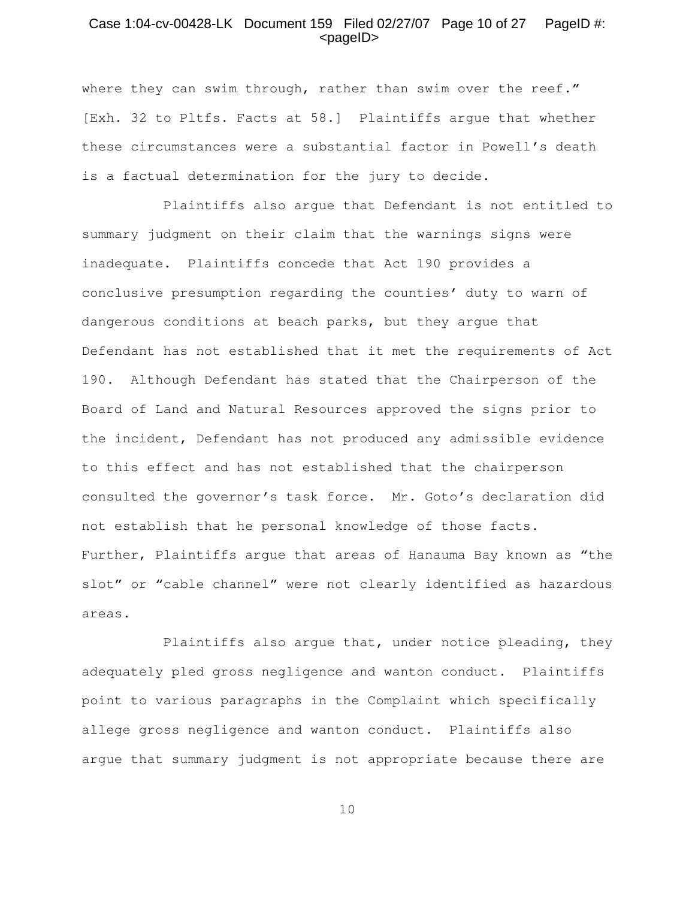where they can swim through, rather than swim over the reef." [Exh. 32 to Pltfs. Facts at 58.] Plaintiffs argue that whether these circumstances were a substantial factor in Powell's death is a factual determination for the jury to decide.

Plaintiffs also argue that Defendant is not entitled to summary judgment on their claim that the warnings signs were inadequate. Plaintiffs concede that Act 190 provides a conclusive presumption regarding the counties' duty to warn of dangerous conditions at beach parks, but they argue that Defendant has not established that it met the requirements of Act 190. Although Defendant has stated that the Chairperson of the Board of Land and Natural Resources approved the signs prior to the incident, Defendant has not produced any admissible evidence to this effect and has not established that the chairperson consulted the governor's task force. Mr. Goto's declaration did not establish that he personal knowledge of those facts. Further, Plaintiffs argue that areas of Hanauma Bay known as "the slot" or "cable channel" were not clearly identified as hazardous areas.

Plaintiffs also argue that, under notice pleading, they adequately pled gross negligence and wanton conduct. Plaintiffs point to various paragraphs in the Complaint which specifically allege gross negligence and wanton conduct. Plaintiffs also argue that summary judgment is not appropriate because there are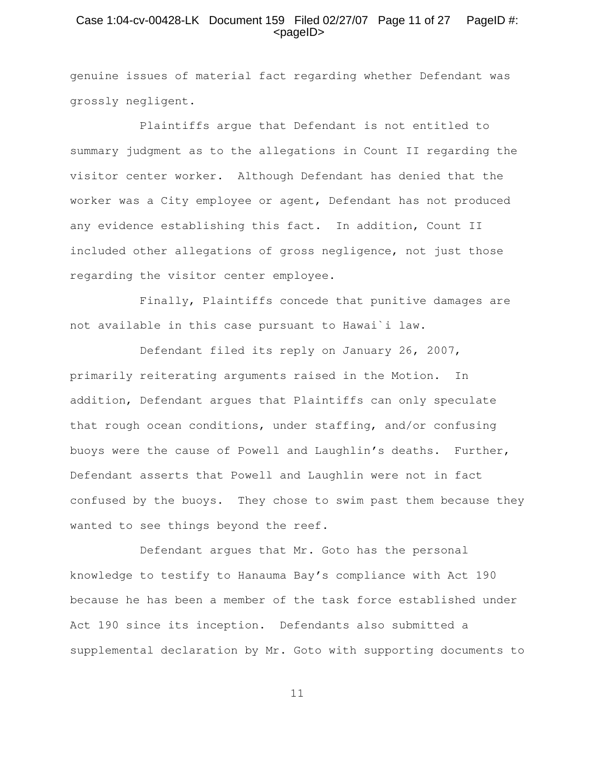genuine issues of material fact regarding whether Defendant was grossly negligent.

Plaintiffs argue that Defendant is not entitled to summary judgment as to the allegations in Count II regarding the visitor center worker. Although Defendant has denied that the worker was a City employee or agent, Defendant has not produced any evidence establishing this fact. In addition, Count II included other allegations of gross negligence, not just those regarding the visitor center employee.

Finally, Plaintiffs concede that punitive damages are not available in this case pursuant to Hawai`i law.

Defendant filed its reply on January 26, 2007, primarily reiterating arguments raised in the Motion. In addition, Defendant argues that Plaintiffs can only speculate that rough ocean conditions, under staffing, and/or confusing buoys were the cause of Powell and Laughlin's deaths. Further, Defendant asserts that Powell and Laughlin were not in fact confused by the buoys. They chose to swim past them because they wanted to see things beyond the reef.

Defendant argues that Mr. Goto has the personal knowledge to testify to Hanauma Bay's compliance with Act 190 because he has been a member of the task force established under Act 190 since its inception. Defendants also submitted a supplemental declaration by Mr. Goto with supporting documents to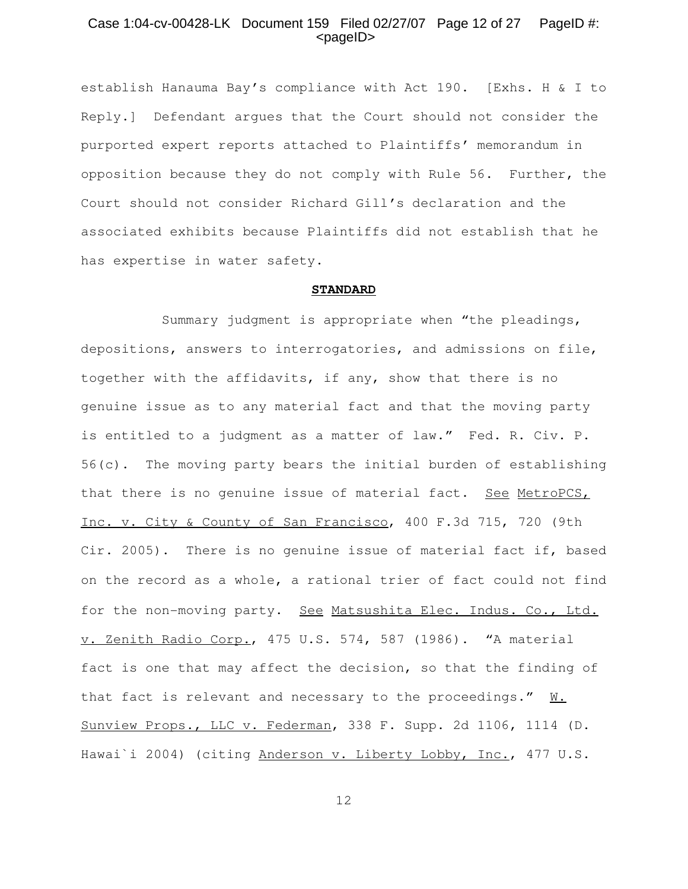establish Hanauma Bay's compliance with Act 190. [Exhs. H & I to Reply.] Defendant argues that the Court should not consider the purported expert reports attached to Plaintiffs' memorandum in opposition because they do not comply with Rule 56. Further, the Court should not consider Richard Gill's declaration and the associated exhibits because Plaintiffs did not establish that he has expertise in water safety.

## STANDARD

Summary judgment is appropriate when "the pleadings, depositions, answers to interrogatories, and admissions on file, together with the affidavits, if any, show that there is no genuine issue as to any material fact and that the moving party is entitled to a judgment as a matter of law." Fed. R. Civ. P. 56(c). The moving party bears the initial burden of establishing that there is no genuine issue of material fact. See MetroPCS, Inc. v. City & County of San Francisco, 400 F.3d 715, 720 (9th Cir. 2005). There is no genuine issue of material fact if, based on the record as a whole, a rational trier of fact could not find for the non-moving party. See Matsushita Elec. Indus. Co., Ltd. v. Zenith Radio Corp., 475 U.S. 574, 587 (1986). "A material fact is one that may affect the decision, so that the finding of that fact is relevant and necessary to the proceedings." W. Sunview Props., LLC v. Federman, 338 F. Supp. 2d 1106, 1114 (D. Hawai`i 2004) (citing Anderson v. Liberty Lobby, Inc., 477 U.S.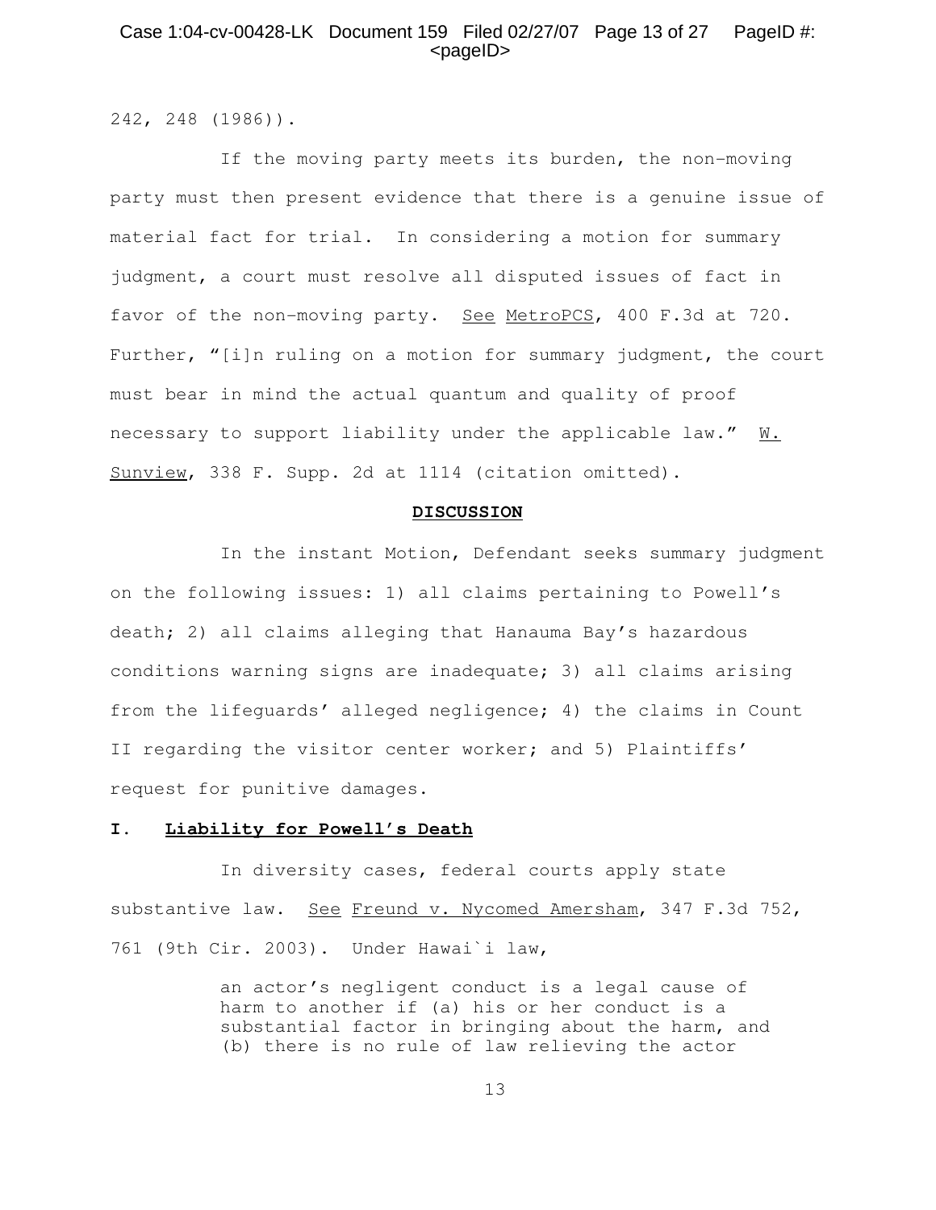242, 248 (1986)).

If the moving party meets its burden, the non-moving party must then present evidence that there is a genuine issue of material fact for trial. In considering a motion for summary judgment, a court must resolve all disputed issues of fact in favor of the non-moving party. See MetroPCS, 400 F.3d at 720. Further, "[i]n ruling on a motion for summary judgment, the court must bear in mind the actual quantum and quality of proof necessary to support liability under the applicable law." W. Sunview, 338 F. Supp. 2d at 1114 (citation omitted).

## DISCUSSION

In the instant Motion, Defendant seeks summary judgment on the following issues: 1) all claims pertaining to Powell's death; 2) all claims alleging that Hanauma Bay's hazardous conditions warning signs are inadequate; 3) all claims arising from the lifeguards' alleged negligence; 4) the claims in Count II regarding the visitor center worker; and 5) Plaintiffs' request for punitive damages.

### I. Liability for Powell's Death

In diversity cases, federal courts apply state substantive law. See Freund v. Nycomed Amersham, 347 F.3d 752, 761 (9th Cir. 2003). Under Hawai`i law,

> an actor's negligent conduct is a legal cause of harm to another if (a) his or her conduct is a substantial factor in bringing about the harm, and (b) there is no rule of law relieving the actor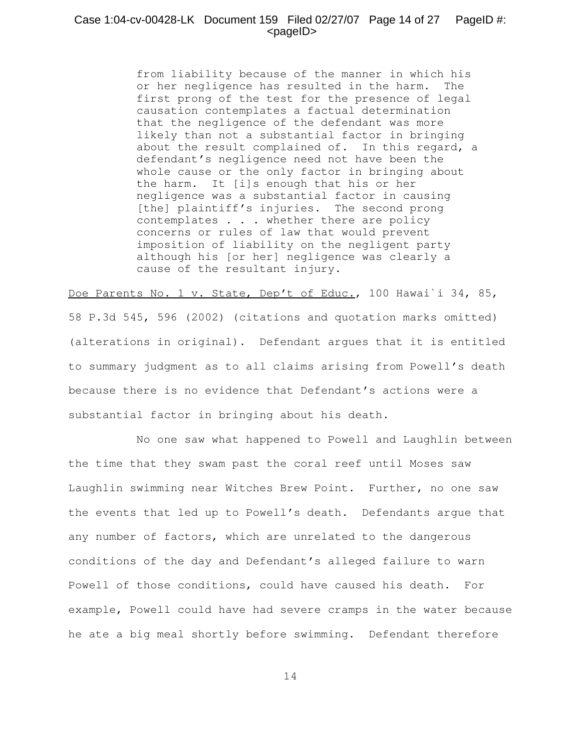> from liability because of the manner in which his or her negligence has resulted in the harm. The first prong of the test for the presence of legal causation contemplates a factual determination that the negligence of the defendant was more likely than not a substantial factor in bringing about the result complained of. In this regard, a defendant's negligence need not have been the whole cause or the only factor in bringing about the harm. It [i]s enough that his or her negligence was a substantial factor in causing [the] plaintiff's injuries. The second prong contemplates . . . whether there are policy concerns or rules of law that would prevent imposition of liability on the negligent party although his [or her] negligence was clearly a cause of the resultant injury.

Doe Parents No. 1 v. State, Dep't of Educ., 100 Hawai`i 34, 85, 58 P.3d 545, 596 (2002) (citations and quotation marks omitted) (alterations in original). Defendant argues that it is entitled to summary judgment as to all claims arising from Powell's death because there is no evidence that Defendant's actions were a substantial factor in bringing about his death.

No one saw what happened to Powell and Laughlin between the time that they swam past the coral reef until Moses saw Laughlin swimming near Witches Brew Point. Further, no one saw the events that led up to Powell's death. Defendants argue that any number of factors, which are unrelated to the dangerous conditions of the day and Defendant's alleged failure to warn Powell of those conditions, could have caused his death. For example, Powell could have had severe cramps in the water because he ate a big meal shortly before swimming. Defendant therefore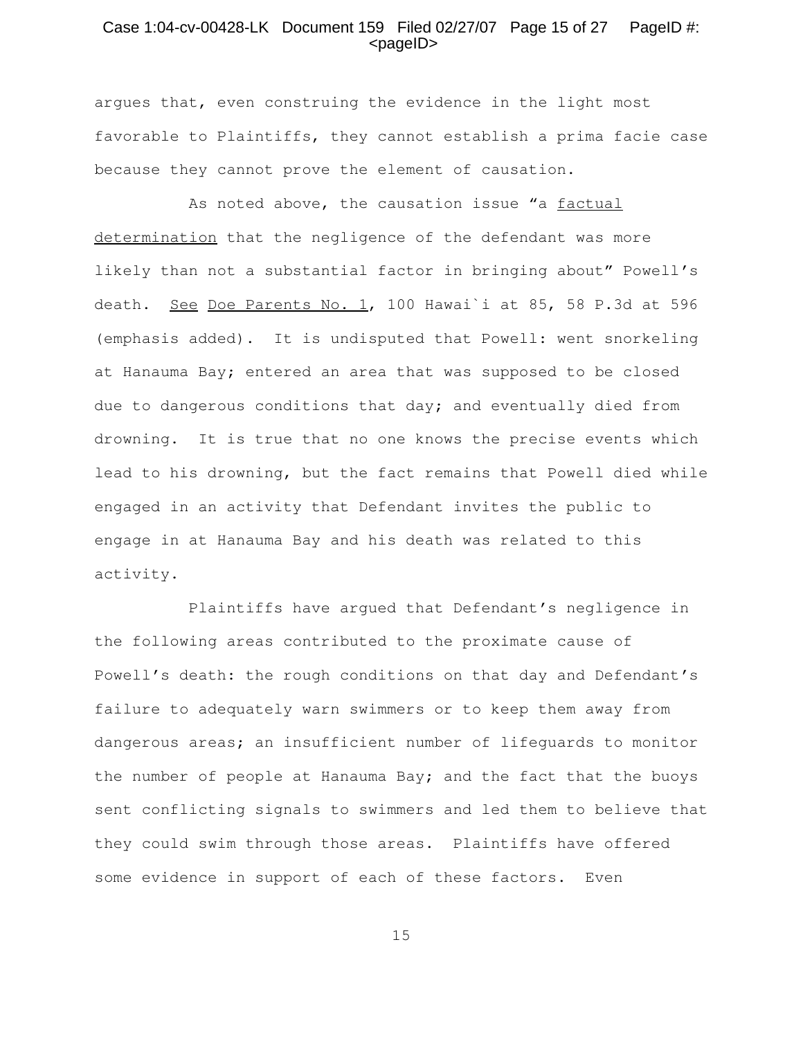argues that, even construing the evidence in the light most favorable to Plaintiffs, they cannot establish a prima facie case because they cannot prove the element of causation.

As noted above, the causation issue "a factual determination that the negligence of the defendant was more likely than not a substantial factor in bringing about" Powell's death. See Doe Parents No. 1, 100 Hawai`i at 85, 58 P.3d at 596 (emphasis added). It is undisputed that Powell: went snorkeling at Hanauma Bay; entered an area that was supposed to be closed due to dangerous conditions that day; and eventually died from drowning. It is true that no one knows the precise events which lead to his drowning, but the fact remains that Powell died while engaged in an activity that Defendant invites the public to engage in at Hanauma Bay and his death was related to this activity.

Plaintiffs have argued that Defendant's negligence in the following areas contributed to the proximate cause of Powell's death: the rough conditions on that day and Defendant's failure to adequately warn swimmers or to keep them away from dangerous areas; an insufficient number of lifeguards to monitor the number of people at Hanauma Bay; and the fact that the buoys sent conflicting signals to swimmers and led them to believe that they could swim through those areas. Plaintiffs have offered some evidence in support of each of these factors. Even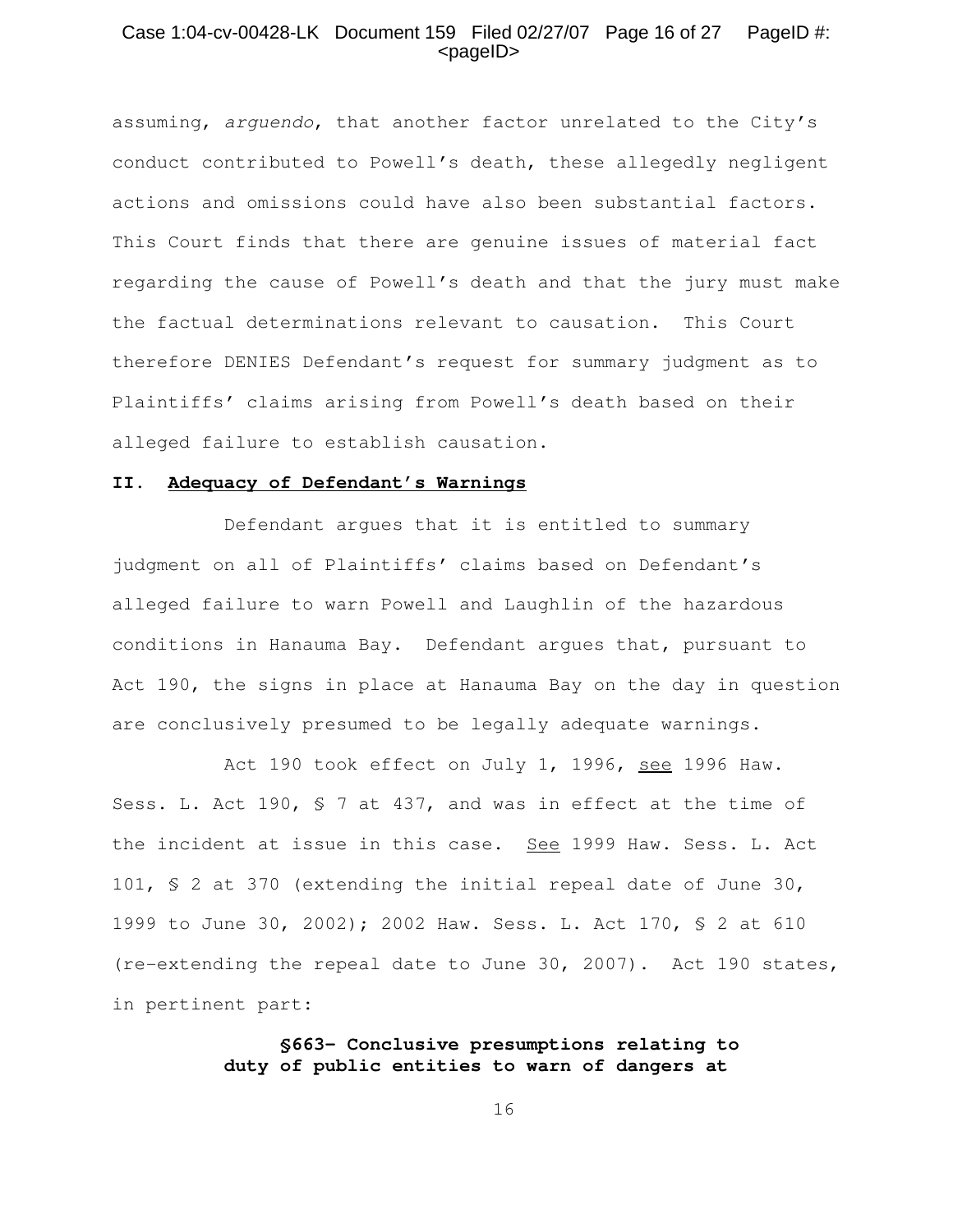assuming, *arguendo*, that another factor unrelated to the City's conduct contributed to Powell's death, these allegedly negligent actions and omissions could have also been substantial factors. This Court finds that there are genuine issues of material fact regarding the cause of Powell's death and that the jury must make the factual determinations relevant to causation. This Court therefore DENIES Defendant's request for summary judgment as to Plaintiffs' claims arising from Powell's death based on their alleged failure to establish causation.

## II. Adequacy of Defendant's Warnings

Defendant argues that it is entitled to summary judgment on all of Plaintiffs' claims based on Defendant's alleged failure to warn Powell and Laughlin of the hazardous conditions in Hanauma Bay. Defendant argues that, pursuant to Act 190, the signs in place at Hanauma Bay on the day in question are conclusively presumed to be legally adequate warnings.

Act 190 took effect on July 1, 1996, see 1996 Haw. Sess. L. Act 190, § 7 at 437, and was in effect at the time of the incident at issue in this case. See 1999 Haw. Sess. L. Act 101, § 2 at 370 (extending the initial repeal date of June 30, 1999 to June 30, 2002); 2002 Haw. Sess. L. Act 170, § 2 at 610 (re-extending the repeal date to June 30, 2007). Act 190 states, in pertinent part:

> **§663- Conclusive presumptions relating to duty of public entities to warn of dangers at**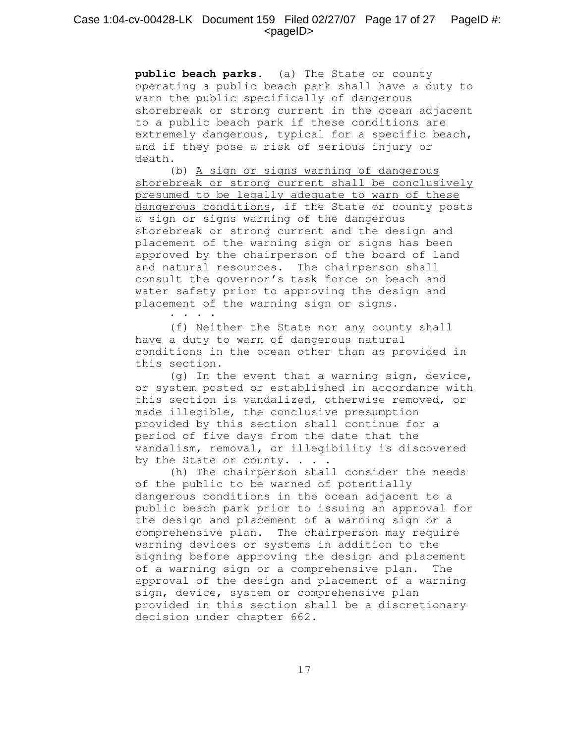**public beach parks.** (a) The State or county operating a public beach park shall have a duty to warn the public specifically of dangerous shorebreak or strong current in the ocean adjacent to a public beach park if these conditions are extremely dangerous, typical for a specific beach, and if they pose a risk of serious injury or death.

(b) <u>A sign or signs warning of dangerous shorebreak or strong current shall be conclusively presumed to be legally adequate to warn of these dangerous conditions</u>, if the State or county posts a sign or signs warning of the dangerous shorebreak or strong current and the design and placement of the warning sign or signs has been approved by the chairperson of the board of land and natural resources. The chairperson shall consult the governor's task force on beach and water safety prior to approving the design and placement of the warning sign or signs.

. . . .

(f) Neither the State nor any county shall have a duty to warn of dangerous natural conditions in the ocean other than as provided in this section.

(g) In the event that a warning sign, device, or system posted or established in accordance with this section is vandalized, otherwise removed, or made illegible, the conclusive presumption provided by this section shall continue for a period of five days from the date that the vandalism, removal, or illegibility is discovered by the State or county. . . .

(h) The chairperson shall consider the needs of the public to be warned of potentially dangerous conditions in the ocean adjacent to a public beach park prior to issuing an approval for the design and placement of a warning sign or a comprehensive plan. The chairperson may require warning devices or systems in addition to the signing before approving the design and placement of a warning sign or a comprehensive plan. The approval of the design and placement of a warning sign, device, system or comprehensive plan provided in this section shall be a discretionary decision under chapter 662.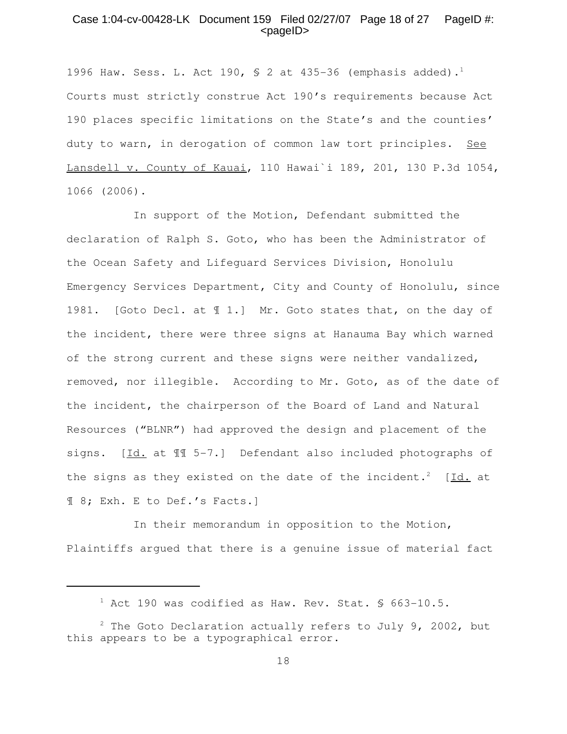1996 Haw. Sess. L. Act 190, § 2 at 435-36 (emphasis added).[1] Courts must strictly construe Act 190's requirements because Act 190 places specific limitations on the State's and the counties' duty to warn, in derogation of common law tort principles. See Lansdell v. County of Kauai, 110 Hawai`i 189, 201, 130 P.3d 1054, 1066 (2006).

In support of the Motion, Defendant submitted the declaration of Ralph S. Goto, who has been the Administrator of the Ocean Safety and Lifeguard Services Division, Honolulu Emergency Services Department, City and County of Honolulu, since 1981. [Goto Decl. at ¶ 1.] Mr. Goto states that, on the day of the incident, there were three signs at Hanauma Bay which warned of the strong current and these signs were neither vandalized, removed, nor illegible. According to Mr. Goto, as of the date of the incident, the chairperson of the Board of Land and Natural Resources ("BLNR") had approved the design and placement of the signs. [Id. at ¶¶ 5-7.] Defendant also included photographs of the signs as they existed on the date of the incident.[2] [Id. at ¶ 8; Exh. E to Def.'s Facts.]

In their memorandum in opposition to the Motion, Plaintiffs argued that there is a genuine issue of material fact

---

[1] Act 190 was codified as Haw. Rev. Stat. § 663-10.5.

[2] The Goto Declaration actually refers to July 9, 2002, but this appears to be a typographical error.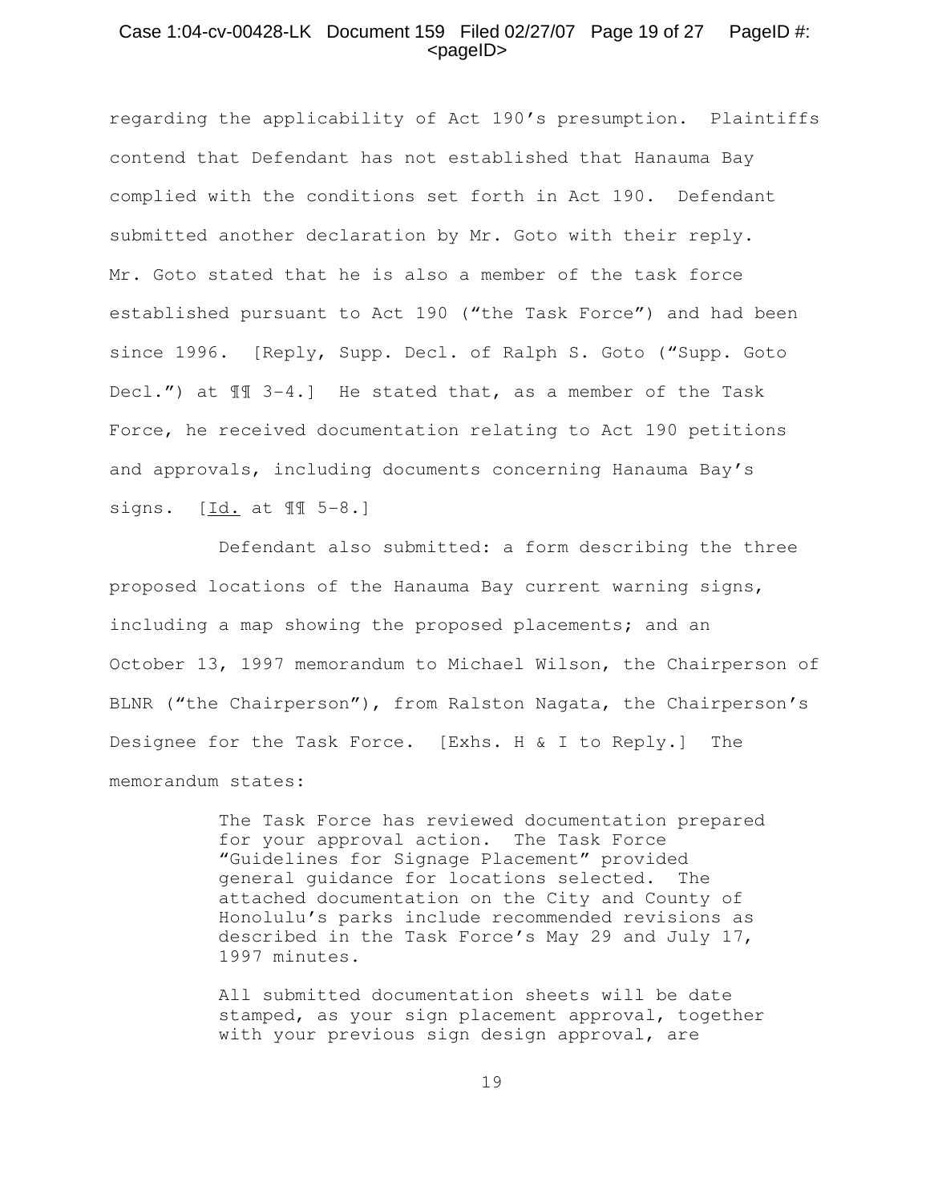regarding the applicability of Act 190's presumption. Plaintiffs contend that Defendant has not established that Hanauma Bay complied with the conditions set forth in Act 190. Defendant submitted another declaration by Mr. Goto with their reply. Mr. Goto stated that he is also a member of the task force established pursuant to Act 190 ("the Task Force") and had been since 1996. [Reply, Supp. Decl. of Ralph S. Goto ("Supp. Goto Decl.") at ¶¶ 3-4.] He stated that, as a member of the Task Force, he received documentation relating to Act 190 petitions and approvals, including documents concerning Hanauma Bay's signs. [Id. at ¶¶ 5-8.]

Defendant also submitted: a form describing the three proposed locations of the Hanauma Bay current warning signs, including a map showing the proposed placements; and an October 13, 1997 memorandum to Michael Wilson, the Chairperson of BLNR ("the Chairperson"), from Ralston Nagata, the Chairperson's Designee for the Task Force. [Exhs. H & I to Reply.] The memorandum states:

> The Task Force has reviewed documentation prepared for your approval action. The Task Force "Guidelines for Signage Placement" provided general guidance for locations selected. The attached documentation on the City and County of Honolulu's parks include recommended revisions as described in the Task Force's May 29 and July 17, 1997 minutes.
>
> All submitted documentation sheets will be date stamped, as your sign placement approval, together with your previous sign design approval, are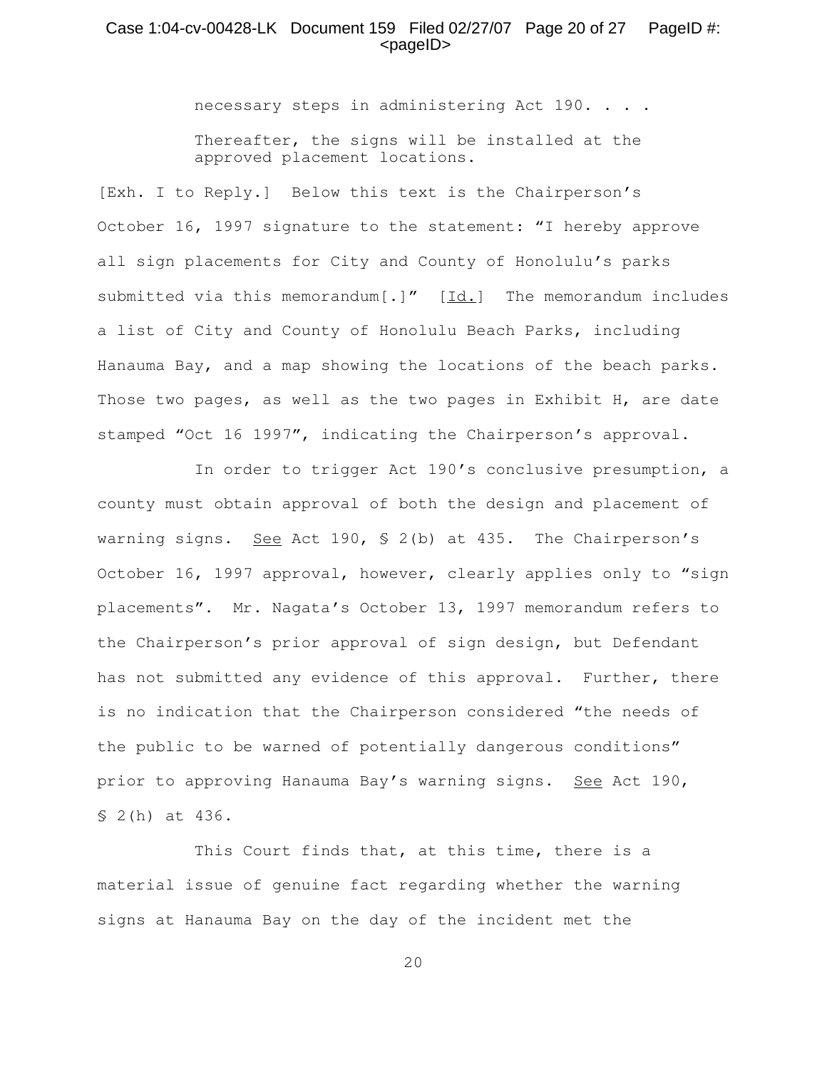necessary steps in administering Act 190. . . .

Thereafter, the signs will be installed at the approved placement locations.

[Exh. I to Reply.] Below this text is the Chairperson's October 16, 1997 signature to the statement: "I hereby approve all sign placements for City and County of Honolulu's parks submitted via this memorandum[.]" [Id.] The memorandum includes a list of City and County of Honolulu Beach Parks, including Hanauma Bay, and a map showing the locations of the beach parks. Those two pages, as well as the two pages in Exhibit H, are date stamped "Oct 16 1997", indicating the Chairperson's approval.

In order to trigger Act 190's conclusive presumption, a county must obtain approval of both the design and placement of warning signs. See Act 190, § 2(b) at 435. The Chairperson's October 16, 1997 approval, however, clearly applies only to "sign placements". Mr. Nagata's October 13, 1997 memorandum refers to the Chairperson's prior approval of sign design, but Defendant has not submitted any evidence of this approval. Further, there is no indication that the Chairperson considered "the needs of the public to be warned of potentially dangerous conditions" prior to approving Hanauma Bay's warning signs. See Act 190, § 2(h) at 436.

This Court finds that, at this time, there is a material issue of genuine fact regarding whether the warning signs at Hanauma Bay on the day of the incident met the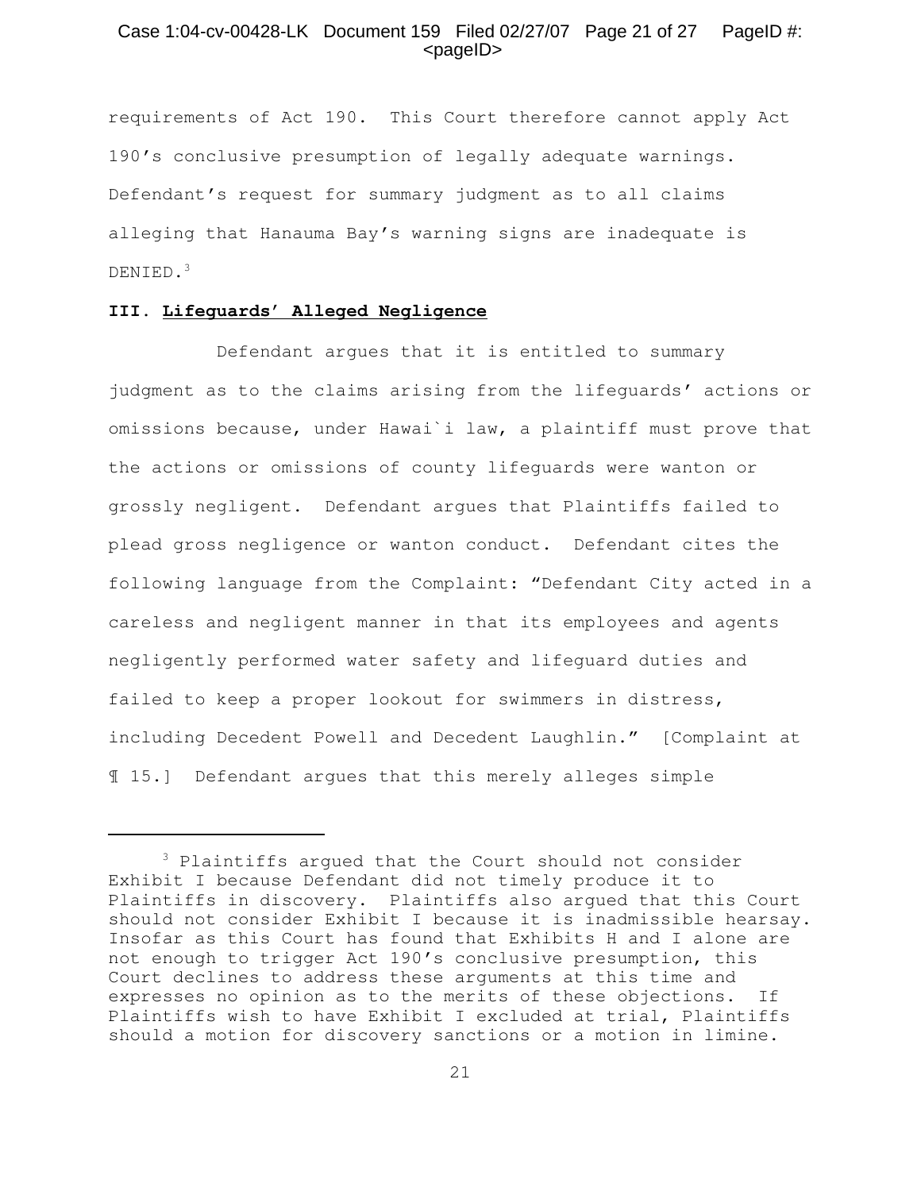requirements of Act 190. This Court therefore cannot apply Act 190's conclusive presumption of legally adequate warnings. Defendant's request for summary judgment as to all claims alleging that Hanauma Bay's warning signs are inadequate is DENIED.[3]

### III. Lifeguards' Alleged Negligence

Defendant argues that it is entitled to summary judgment as to the claims arising from the lifeguards' actions or omissions because, under Hawai`i law, a plaintiff must prove that the actions or omissions of county lifeguards were wanton or grossly negligent. Defendant argues that Plaintiffs failed to plead gross negligence or wanton conduct. Defendant cites the following language from the Complaint: "Defendant City acted in a careless and negligent manner in that its employees and agents negligently performed water safety and lifeguard duties and failed to keep a proper lookout for swimmers in distress, including Decedent Powell and Decedent Laughlin." [Complaint at ¶ 15.] Defendant argues that this merely alleges simple

---

[3] Plaintiffs argued that the Court should not consider Exhibit I because Defendant did not timely produce it to Plaintiffs in discovery. Plaintiffs also argued that this Court should not consider Exhibit I because it is inadmissible hearsay. Insofar as this Court has found that Exhibits H and I alone are not enough to trigger Act 190's conclusive presumption, this Court declines to address these arguments at this time and expresses no opinion as to the merits of these objections. If Plaintiffs wish to have Exhibit I excluded at trial, Plaintiffs should a motion for discovery sanctions or a motion in limine.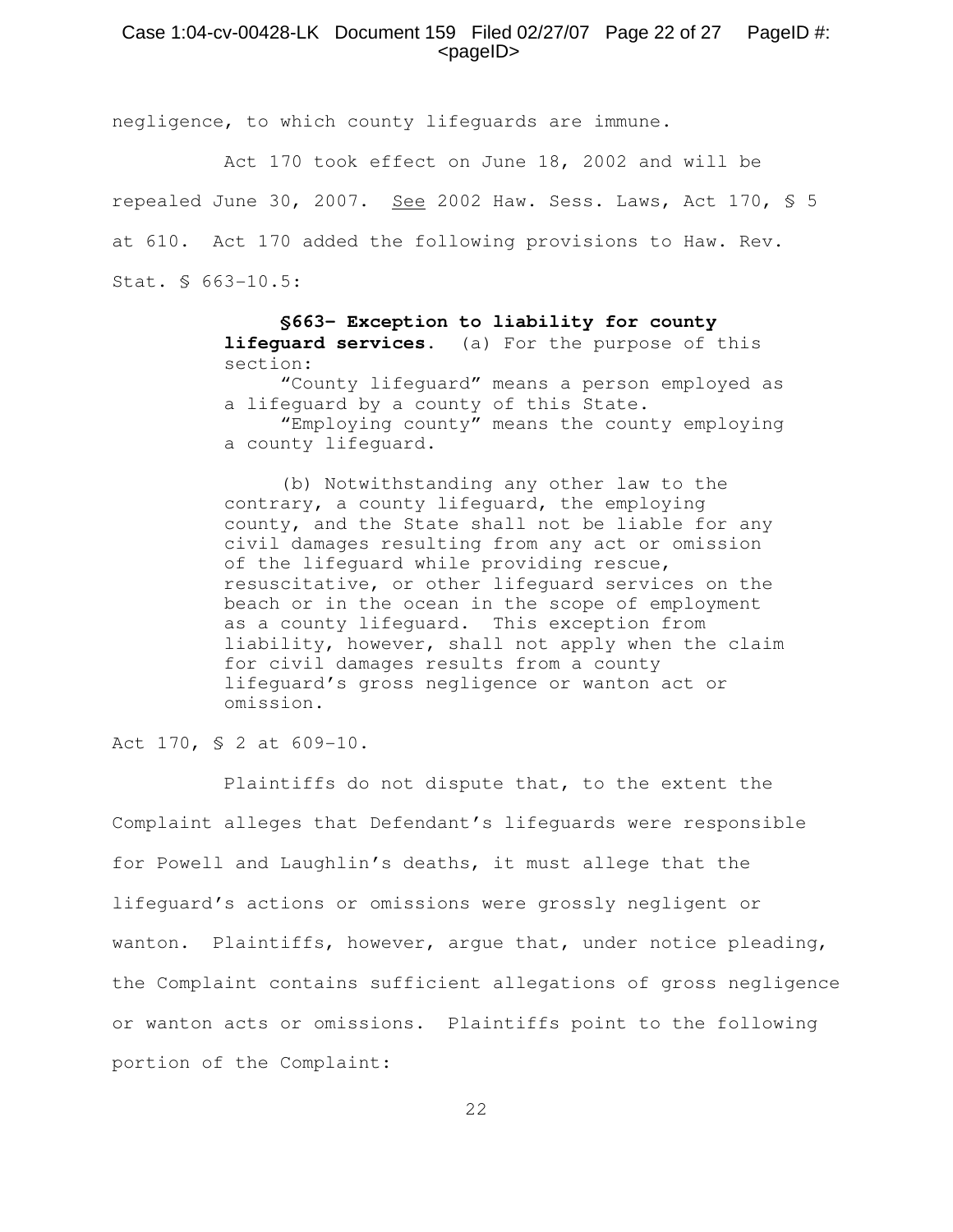negligence, to which county lifeguards are immune.

Act 170 took effect on June 18, 2002 and will be repealed June 30, 2007. See 2002 Haw. Sess. Laws, Act 170, § 5 at 610. Act 170 added the following provisions to Haw. Rev. Stat. § 663-10.5:

> **§663- Exception to liability for county lifeguard services.** (a) For the purpose of this section:
>
> "County lifeguard" means a person employed as a lifeguard by a county of this State.
>
> "Employing county" means the county employing a county lifeguard.
>
> (b) Notwithstanding any other law to the contrary, a county lifeguard, the employing county, and the State shall not be liable for any civil damages resulting from any act or omission of the lifeguard while providing rescue, resuscitative, or other lifeguard services on the beach or in the ocean in the scope of employment as a county lifeguard. This exception from liability, however, shall not apply when the claim for civil damages results from a county lifeguard's gross negligence or wanton act or omission.

Act 170, § 2 at 609-10.

Plaintiffs do not dispute that, to the extent the Complaint alleges that Defendant's lifeguards were responsible for Powell and Laughlin's deaths, it must allege that the lifeguard's actions or omissions were grossly negligent or wanton. Plaintiffs, however, argue that, under notice pleading, the Complaint contains sufficient allegations of gross negligence or wanton acts or omissions. Plaintiffs point to the following portion of the Complaint: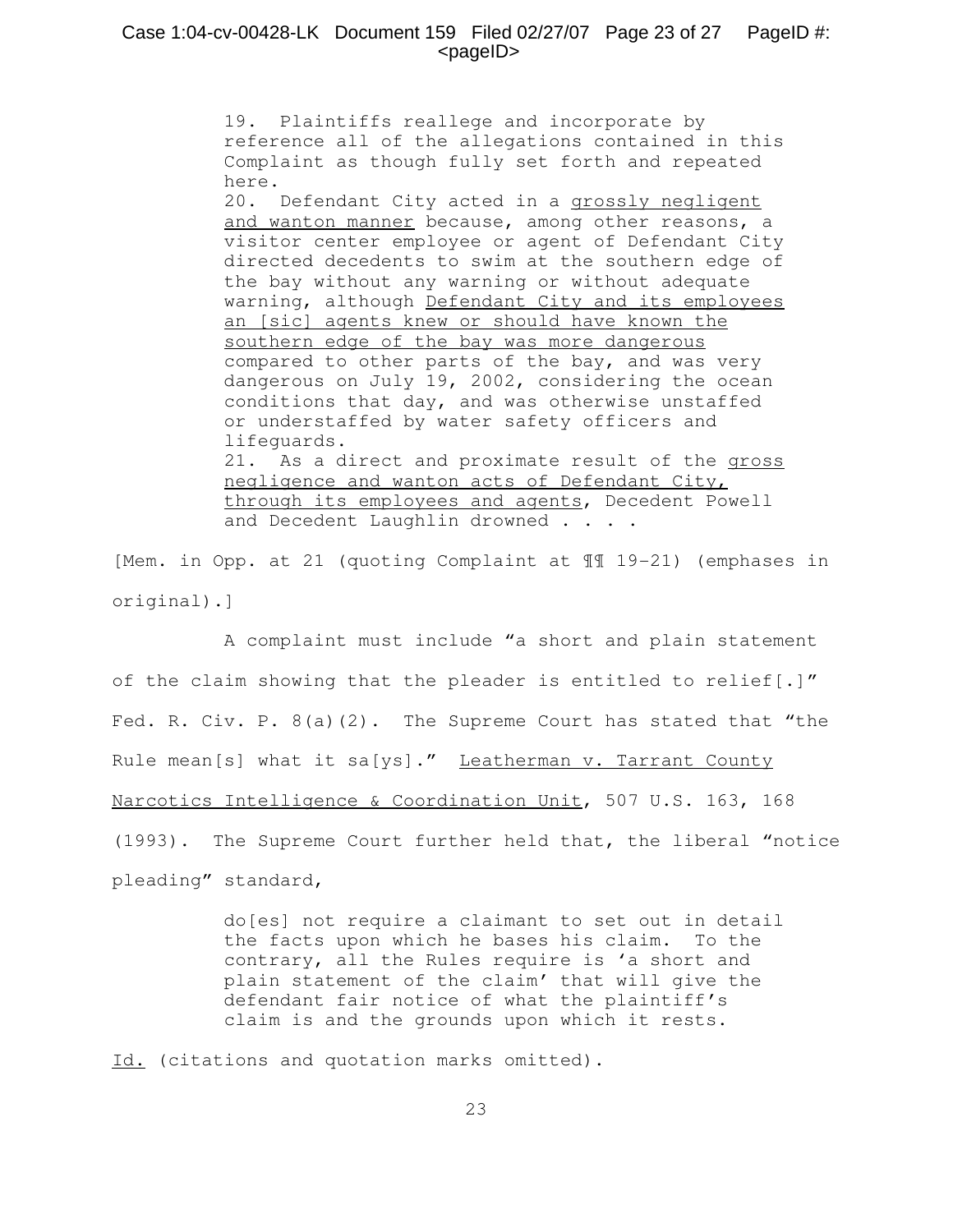> 19. Plaintiffs reallege and incorporate by reference all of the allegations contained in this Complaint as though fully set forth and repeated here.
> 20. Defendant City acted in a grossly negligent and wanton manner because, among other reasons, a visitor center employee or agent of Defendant City directed decedents to swim at the southern edge of the bay without any warning or without adequate warning, although Defendant City and its employees an [sic] agents knew or should have known the southern edge of the bay was more dangerous compared to other parts of the bay, and was very dangerous on July 19, 2002, considering the ocean conditions that day, and was otherwise unstaffed or understaffed by water safety officers and lifeguards.
> 21. As a direct and proximate result of the gross negligence and wanton acts of Defendant City, through its employees and agents, Decedent Powell and Decedent Laughlin drowned . . . .

[Mem. in Opp. at 21 (quoting Complaint at ¶¶ 19-21) (emphases in original).]

A complaint must include "a short and plain statement of the claim showing that the pleader is entitled to relief[.]" Fed. R. Civ. P. 8(a)(2). The Supreme Court has stated that "the Rule mean[s] what it sa[ys]." Leatherman v. Tarrant County Narcotics Intelligence & Coordination Unit, 507 U.S. 163, 168 (1993). The Supreme Court further held that, the liberal "notice pleading" standard,

> do[es] not require a claimant to set out in detail the facts upon which he bases his claim. To the contrary, all the Rules require is 'a short and plain statement of the claim' that will give the defendant fair notice of what the plaintiff's claim is and the grounds upon which it rests.

Id. (citations and quotation marks omitted).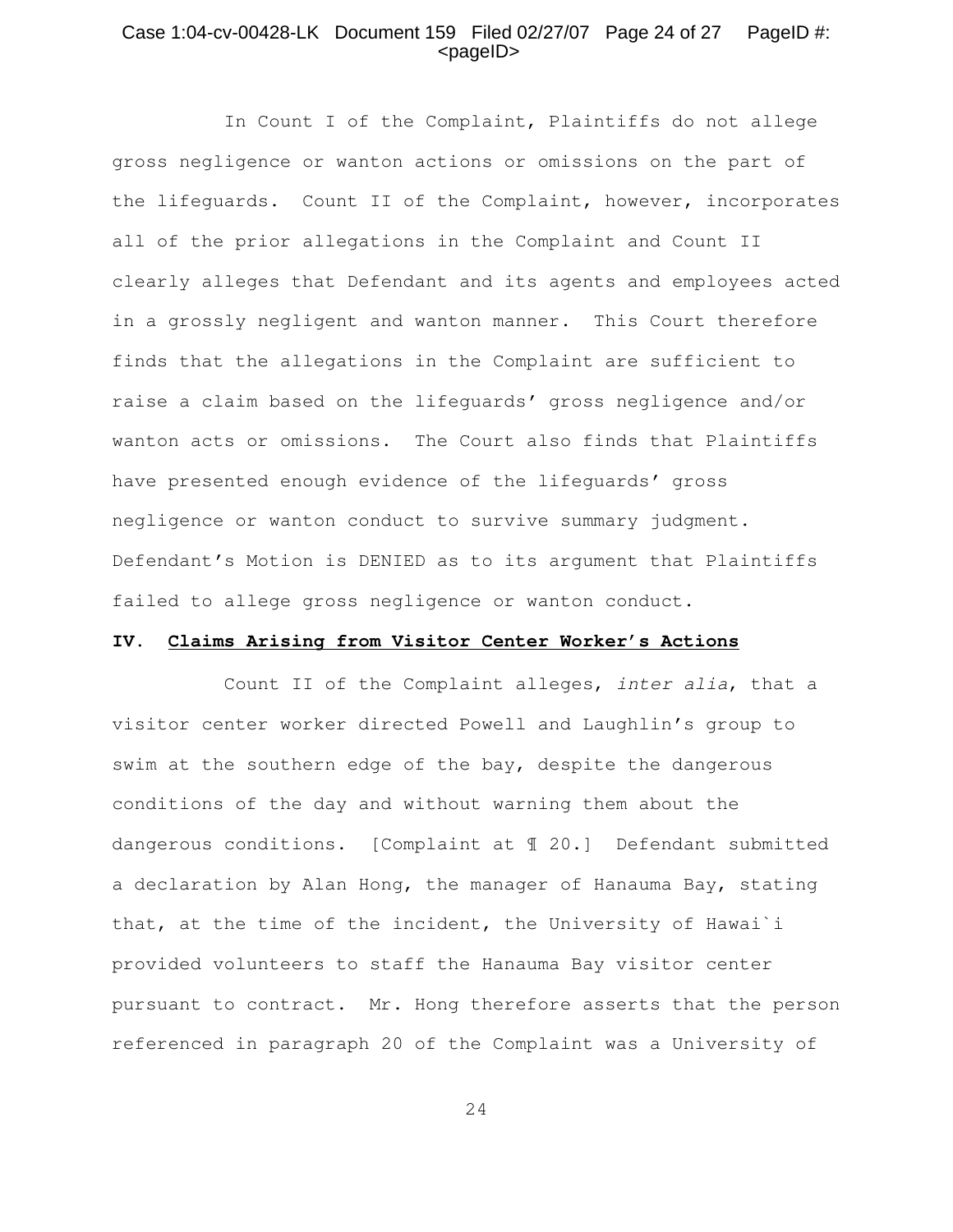In Count I of the Complaint, Plaintiffs do not allege gross negligence or wanton actions or omissions on the part of the lifeguards. Count II of the Complaint, however, incorporates all of the prior allegations in the Complaint and Count II clearly alleges that Defendant and its agents and employees acted in a grossly negligent and wanton manner. This Court therefore finds that the allegations in the Complaint are sufficient to raise a claim based on the lifeguards' gross negligence and/or wanton acts or omissions. The Court also finds that Plaintiffs have presented enough evidence of the lifeguards' gross negligence or wanton conduct to survive summary judgment. Defendant's Motion is DENIED as to its argument that Plaintiffs failed to allege gross negligence or wanton conduct.

## IV. <u>Claims Arising from Visitor Center Worker's Actions</u>

Count II of the Complaint alleges, *inter alia*, that a visitor center worker directed Powell and Laughlin's group to swim at the southern edge of the bay, despite the dangerous conditions of the day and without warning them about the dangerous conditions. [Complaint at ¶ 20.] Defendant submitted a declaration by Alan Hong, the manager of Hanauma Bay, stating that, at the time of the incident, the University of Hawai`i provided volunteers to staff the Hanauma Bay visitor center pursuant to contract. Mr. Hong therefore asserts that the person referenced in paragraph 20 of the Complaint was a University of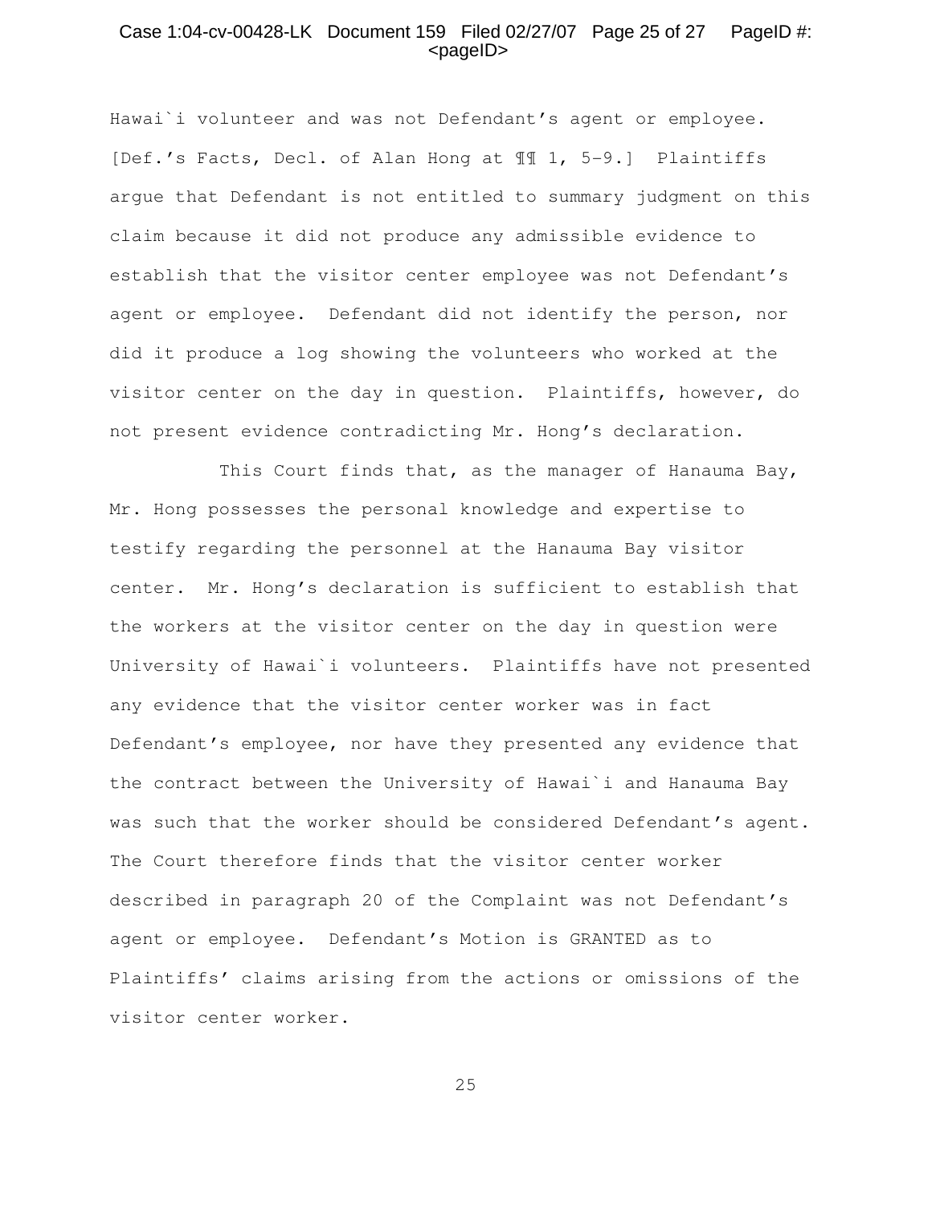Hawai`i volunteer and was not Defendant's agent or employee. [Def.'s Facts, Decl. of Alan Hong at ¶¶ 1, 5-9.] Plaintiffs argue that Defendant is not entitled to summary judgment on this claim because it did not produce any admissible evidence to establish that the visitor center employee was not Defendant's agent or employee. Defendant did not identify the person, nor did it produce a log showing the volunteers who worked at the visitor center on the day in question. Plaintiffs, however, do not present evidence contradicting Mr. Hong's declaration.

This Court finds that, as the manager of Hanauma Bay, Mr. Hong possesses the personal knowledge and expertise to testify regarding the personnel at the Hanauma Bay visitor center. Mr. Hong's declaration is sufficient to establish that the workers at the visitor center on the day in question were University of Hawai`i volunteers. Plaintiffs have not presented any evidence that the visitor center worker was in fact Defendant's employee, nor have they presented any evidence that the contract between the University of Hawai`i and Hanauma Bay was such that the worker should be considered Defendant's agent. The Court therefore finds that the visitor center worker described in paragraph 20 of the Complaint was not Defendant's agent or employee. Defendant's Motion is GRANTED as to Plaintiffs' claims arising from the actions or omissions of the visitor center worker.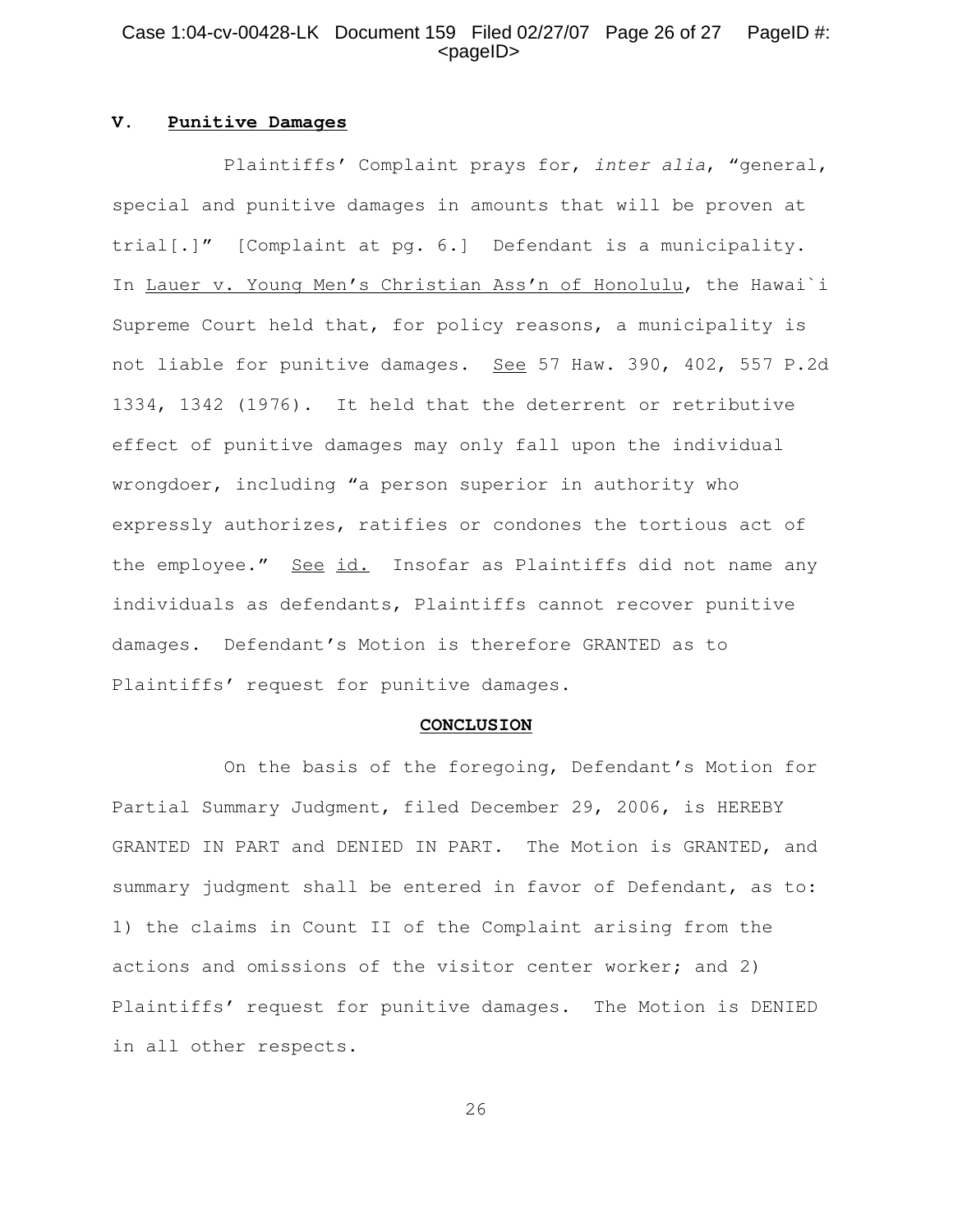## V. <u>Punitive Damages</u>

Plaintiffs' Complaint prays for, *inter alia*, "general, special and punitive damages in amounts that will be proven at trial[.]" [Complaint at pg. 6.] Defendant is a municipality. In <u>Lauer v. Young Men's Christian Ass'n of Honolulu</u>, the Hawai`i Supreme Court held that, for policy reasons, a municipality is not liable for punitive damages. <u>See</u> 57 Haw. 390, 402, 557 P.2d 1334, 1342 (1976). It held that the deterrent or retributive effect of punitive damages may only fall upon the individual wrongdoer, including "a person superior in authority who expressly authorizes, ratifies or condones the tortious act of the employee." <u>See</u> <u>id.</u> Insofar as Plaintiffs did not name any individuals as defendants, Plaintiffs cannot recover punitive damages. Defendant's Motion is therefore GRANTED as to Plaintiffs' request for punitive damages.

## CONCLUSION

On the basis of the foregoing, Defendant's Motion for Partial Summary Judgment, filed December 29, 2006, is HEREBY GRANTED IN PART and DENIED IN PART. The Motion is GRANTED, and summary judgment shall be entered in favor of Defendant, as to: 1) the claims in Count II of the Complaint arising from the actions and omissions of the visitor center worker; and 2) Plaintiffs' request for punitive damages. The Motion is DENIED in all other respects.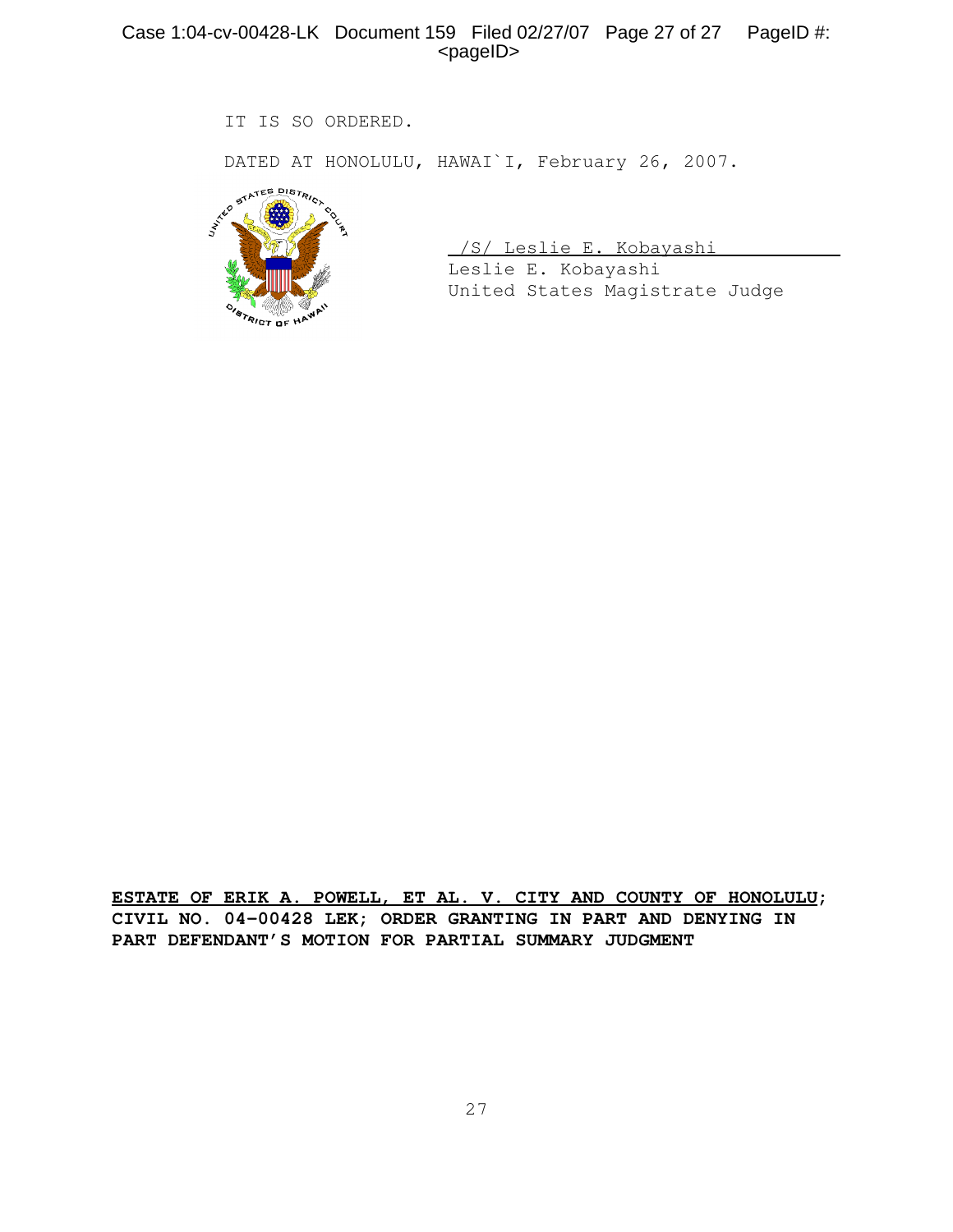IT IS SO ORDERED.

DATED AT HONOLULU, HAWAI`I, February 26, 2007.

/S/ Leslie E. Kobayashi

Leslie E. Kobayashi
United States Magistrate Judge

**ESTATE OF ERIK A. POWELL, ET AL. V. CITY AND COUNTY OF HONOLULU; CIVIL NO. 04-00428 LEK; ORDER GRANTING IN PART AND DENYING IN PART DEFENDANT'S MOTION FOR PARTIAL SUMMARY JUDGMENT**